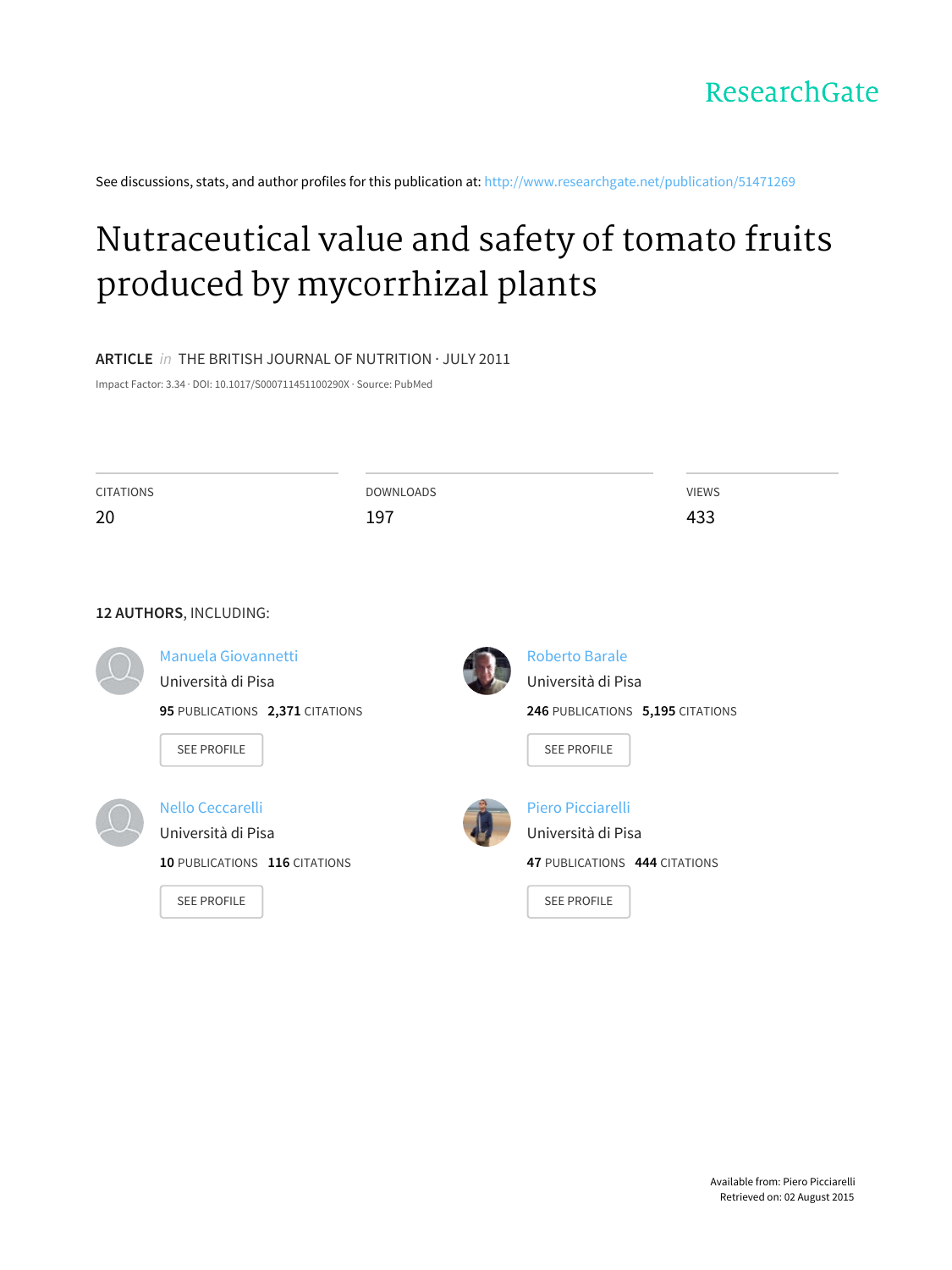ResearchGate

See discussions, stats, and author profiles for this publication at: http://www.researchgate.net/publication/51471269

# Nutraceutical value and safety of tomato fruits produced by mycorrhizal plants

**ARTICLE** *in* THE BRITISH JOURNAL OF NUTRITION · JULY 2011

Impact Factor: 3.34 · DOI: 10.1017/S000711451100290X · Source: PubMed

| CITATIONS | DOWNLOADS | VIEWS |
|---|---|---|
| 20 | 197 | 433 |

**12 AUTHORS**, INCLUDING:

**Manuela Giovannetti**
Università di Pisa
**95** PUBLICATIONS **2,371** CITATIONS
SEE PROFILE

**Roberto Barale**
Università di Pisa
**246** PUBLICATIONS **5,195** CITATIONS
SEE PROFILE

**Nello Ceccarelli**
Università di Pisa
**10** PUBLICATIONS **116** CITATIONS
SEE PROFILE

**Piero Picciarelli**
Università di Pisa
**47** PUBLICATIONS **444** CITATIONS
SEE PROFILE

Available from: Piero Picciarelli
Retrieved on: 02 August 2015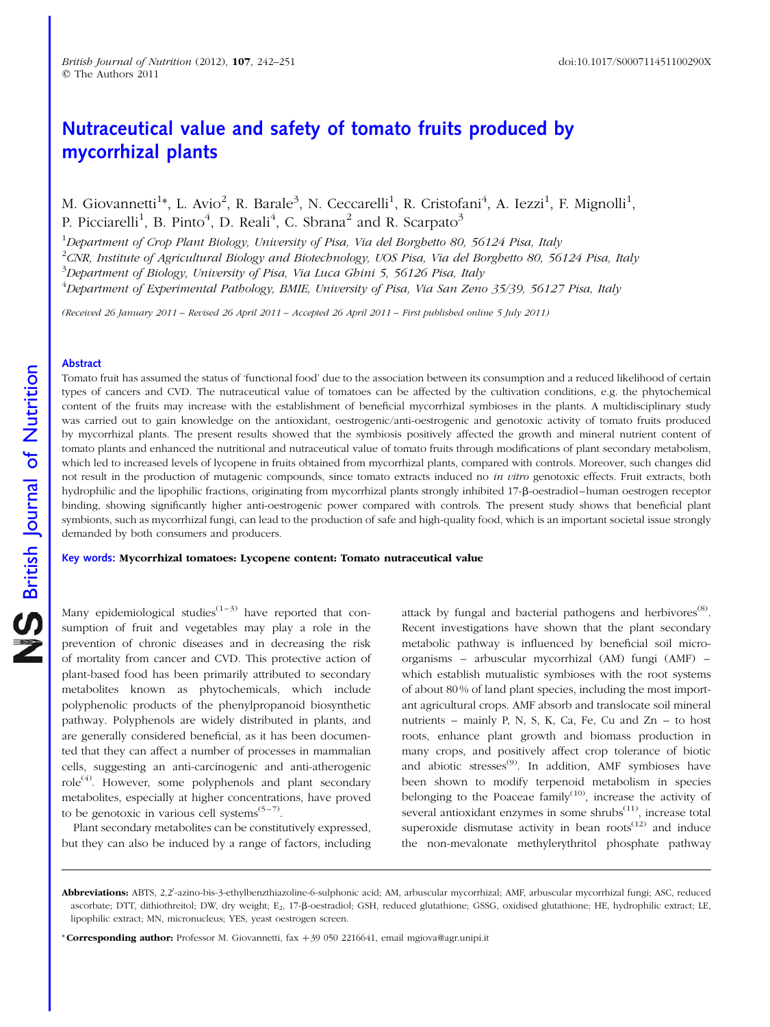# Nutraceutical value and safety of tomato fruits produced by mycorrhizal plants

M. Giovannetti[1*], L. Avio[2], R. Barale[3], N. Ceccarelli[1], R. Cristofani[4], A. Iezzi[1], F. Mignolli[1], P. Picciarelli[1], B. Pinto[4], D. Reali[4], C. Sbrana[2] and R. Scarpato[3]

[1]Department of Crop Plant Biology, University of Pisa, Via del Borghetto 80, 56124 Pisa, Italy

[2]CNR, Institute of Agricultural Biology and Biotechnology, UOS Pisa, Via del Borghetto 80, 56124 Pisa, Italy

[3]Department of Biology, University of Pisa, Via Luca Ghini 5, 56126 Pisa, Italy

[4]Department of Experimental Pathology, BMIE, University of Pisa, Via San Zeno 35/39, 56127 Pisa, Italy

*(Received 26 January 2011 – Revised 26 April 2011 – Accepted 26 April 2011 – First published online 5 July 2011)*

## Abstract

Tomato fruit has assumed the status of 'functional food' due to the association between its consumption and a reduced likelihood of certain types of cancers and CVD. The nutraceutical value of tomatoes can be affected by the cultivation conditions, e.g. the phytochemical content of the fruits may increase with the establishment of beneficial mycorrhizal symbioses in the plants. A multidisciplinary study was carried out to gain knowledge on the antioxidant, oestrogenic/anti-oestrogenic and genotoxic activity of tomato fruits produced by mycorrhizal plants. The present results showed that the symbiosis positively affected the growth and mineral nutrient content of tomato plants and enhanced the nutritional and nutraceutical value of tomato fruits through modifications of plant secondary metabolism, which led to increased levels of lycopene in fruits obtained from mycorrhizal plants, compared with controls. Moreover, such changes did not result in the production of mutagenic compounds, since tomato extracts induced no *in vitro* genotoxic effects. Fruit extracts, both hydrophilic and the lipophilic fractions, originating from mycorrhizal plants strongly inhibited 17-β-oestradiol–human oestrogen receptor binding, showing significantly higher anti-oestrogenic power compared with controls. The present study shows that beneficial plant symbionts, such as mycorrhizal fungi, can lead to the production of safe and high-quality food, which is an important societal issue strongly demanded by both consumers and producers.

**Key words: Mycorrhizal tomatoes: Lycopene content: Tomato nutraceutical value**

Many epidemiological studies[1–3] have reported that consumption of fruit and vegetables may play a role in the prevention of chronic diseases and in decreasing the risk of mortality from cancer and CVD. This protective action of plant-based food has been primarily attributed to secondary metabolites known as phytochemicals, which include polyphenolic products of the phenylpropanoid biosynthetic pathway. Polyphenols are widely distributed in plants, and are generally considered beneficial, as it has been documented that they can affect a number of processes in mammalian cells, suggesting an anti-carcinogenic and anti-atherogenic role[4]. However, some polyphenols and plant secondary metabolites, especially at higher concentrations, have proved to be genotoxic in various cell systems[5–7].

Plant secondary metabolites can be constitutively expressed, but they can also be induced by a range of factors, including attack by fungal and bacterial pathogens and herbivores[8]. Recent investigations have shown that the plant secondary metabolic pathway is influenced by beneficial soil microorganisms – arbuscular mycorrhizal (AM) fungi (AMF) – which establish mutualistic symbioses with the root systems of about 80 % of land plant species, including the most important agricultural crops. AMF absorb and translocate soil mineral nutrients – mainly P, N, S, K, Ca, Fe, Cu and Zn – to host roots, enhance plant growth and biomass production in many crops, and positively affect crop tolerance of biotic and abiotic stresses[9]. In addition, AMF symbioses have been shown to modify terpenoid metabolism in species belonging to the Poaceae family[10], increase the activity of several antioxidant enzymes in some shrubs[11], increase total superoxide dismutase activity in bean roots[12] and induce the non-mevalonate methylerythritol phosphate pathway

**Abbreviations:** ABTS, 2,2′-azino-bis-3-ethylbenzthiazoline-6-sulphonic acid; AM, arbuscular mycorrhizal; AMF, arbuscular mycorrhizal fungi; ASC, reduced ascorbate; DTT, dithiothreitol; DW, dry weight; $E_2$, 17-β-oestradiol; GSH, reduced glutathione; GSSG, oxidised glutathione; HE, hydrophilic extract; LE, lipophilic extract; MN, micronucleus; YES, yeast oestrogen screen.

***Corresponding author:** Professor M. Giovannetti, fax +39 050 2216641, email mgiova@agr.unipi.it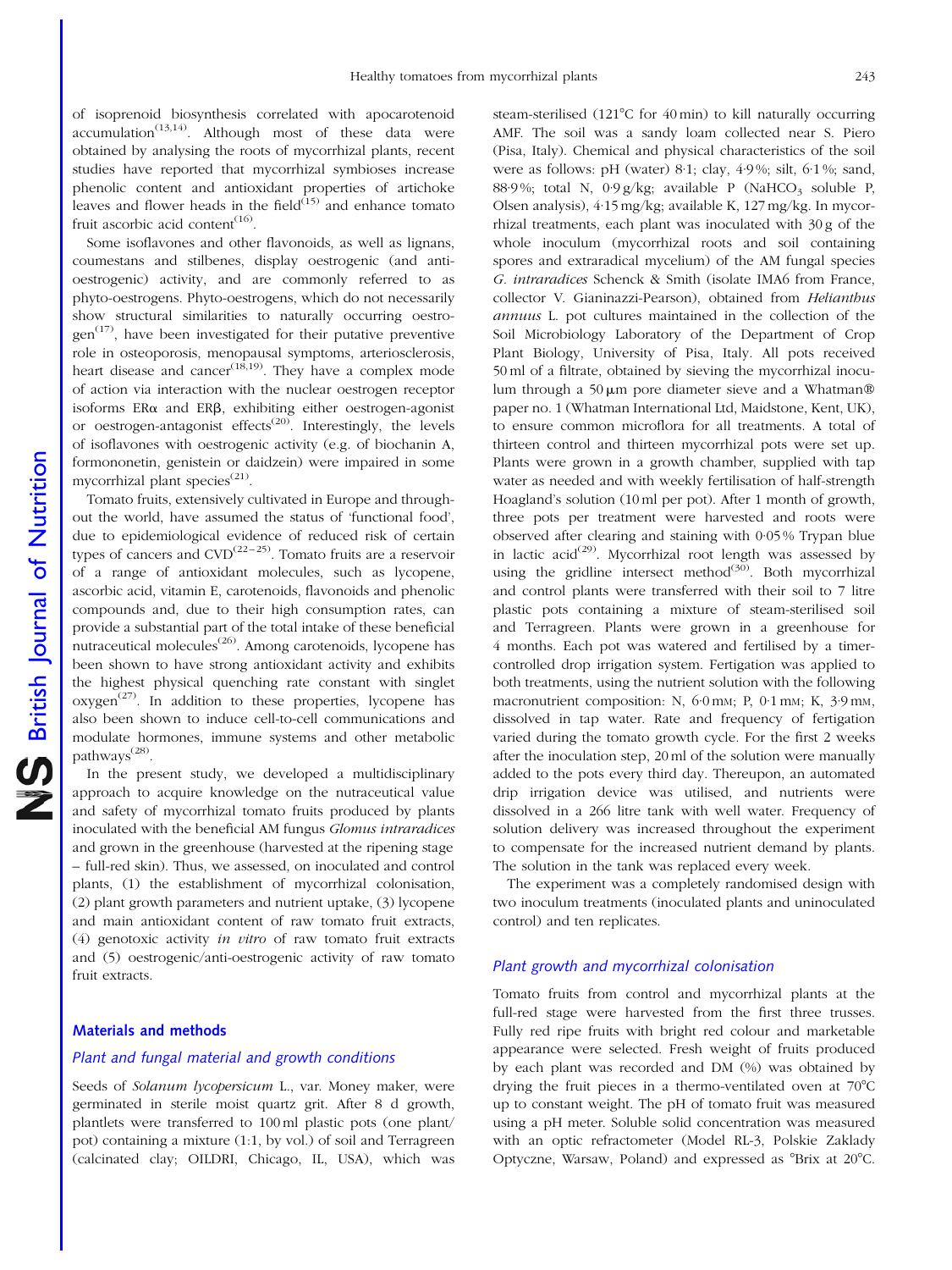of isoprenoid biosynthesis correlated with apocarotenoid accumulation[13,14]. Although most of these data were obtained by analysing the roots of mycorrhizal plants, recent studies have reported that mycorrhizal symbioses increase phenolic content and antioxidant properties of artichoke leaves and flower heads in the field[15] and enhance tomato fruit ascorbic acid content[16].

Some isoflavones and other flavonoids, as well as lignans, coumestans and stilbenes, display oestrogenic (and anti-oestrogenic) activity, and are commonly referred to as phyto-oestrogens. Phyto-oestrogens, which do not necessarily show structural similarities to naturally occurring oestrogen[17], have been investigated for their putative preventive role in osteoporosis, menopausal symptoms, arteriosclerosis, heart disease and cancer[18,19]. They have a complex mode of action via interaction with the nuclear oestrogen receptor isoforms ERα and ERβ, exhibiting either oestrogen-agonist or oestrogen-antagonist effects[20]. Interestingly, the levels of isoflavones with oestrogenic activity (e.g. of biochanin A, formononetin, genistein or daidzein) were impaired in some mycorrhizal plant species[21].

Tomato fruits, extensively cultivated in Europe and throughout the world, have assumed the status of 'functional food', due to epidemiological evidence of reduced risk of certain types of cancers and CVD[22–25]. Tomato fruits are a reservoir of a range of antioxidant molecules, such as lycopene, ascorbic acid, vitamin E, carotenoids, flavonoids and phenolic compounds and, due to their high consumption rates, can provide a substantial part of the total intake of these beneficial nutraceutical molecules[26]. Among carotenoids, lycopene has been shown to have strong antioxidant activity and exhibits the highest physical quenching rate constant with singlet oxygen[27]. In addition to these properties, lycopene has also been shown to induce cell-to-cell communications and modulate hormones, immune systems and other metabolic pathways[28].

In the present study, we developed a multidisciplinary approach to acquire knowledge on the nutraceutical value and safety of mycorrhizal tomato fruits produced by plants inoculated with the beneficial AM fungus *Glomus intraradices* and grown in the greenhouse (harvested at the ripening stage – full-red skin). Thus, we assessed, on inoculated and control plants, (1) the establishment of mycorrhizal colonisation, (2) plant growth parameters and nutrient uptake, (3) lycopene and main antioxidant content of raw tomato fruit extracts, (4) genotoxic activity *in vitro* of raw tomato fruit extracts and (5) oestrogenic/anti-oestrogenic activity of raw tomato fruit extracts.

## Materials and methods

### Plant and fungal material and growth conditions

Seeds of *Solanum lycopersicum* L., var. Money maker, were germinated in sterile moist quartz grit. After 8 d growth, plantlets were transferred to 100 ml plastic pots (one plant/pot) containing a mixture (1:1, by vol.) of soil and Terragreen (calcinated clay; OILDRI, Chicago, IL, USA), which was steam-sterilised (121°C for 40 min) to kill naturally occurring AMF. The soil was a sandy loam collected near S. Piero (Pisa, Italy). Chemical and physical characteristics of the soil were as follows: pH (water) 8·1; clay, 4·9 %; silt, 6·1 %; sand, 88·9 %; total N, 0·9 g/kg; available P ($NaHCO_3$ soluble P, Olsen analysis), 4·15 mg/kg; available K, 127 mg/kg. In mycorrhizal treatments, each plant was inoculated with 30 g of the whole inoculum (mycorrhizal roots and soil containing spores and extraradical mycelium) of the AM fungal species *G. intraradices* Schenck & Smith (isolate IMA6 from France, collector V. Gianinazzi-Pearson), obtained from *Helianthus annuus* L. pot cultures maintained in the collection of the Soil Microbiology Laboratory of the Department of Crop Plant Biology, University of Pisa, Italy. All pots received 50 ml of a filtrate, obtained by sieving the mycorrhizal inoculum through a 50 μm pore diameter sieve and a Whatman® paper no. 1 (Whatman International Ltd, Maidstone, Kent, UK), to ensure common microflora for all treatments. A total of thirteen control and thirteen mycorrhizal pots were set up. Plants were grown in a growth chamber, supplied with tap water as needed and with weekly fertilisation of half-strength Hoagland's solution (10 ml per pot). After 1 month of growth, three pots per treatment were harvested and roots were observed after clearing and staining with 0·05 % Trypan blue in lactic acid[29]. Mycorrhizal root length was assessed by using the gridline intersect method[30]. Both mycorrhizal and control plants were transferred with their soil to 7 litre plastic pots containing a mixture of steam-sterilised soil and Terragreen. Plants were grown in a greenhouse for 4 months. Each pot was watered and fertilised by a timer-controlled drop irrigation system. Fertigation was applied to both treatments, using the nutrient solution with the following macronutrient composition: N, 6·0 mM; P, 0·1 mM; K, 3·9 mM, dissolved in tap water. Rate and frequency of fertigation varied during the tomato growth cycle. For the first 2 weeks after the inoculation step, 20 ml of the solution were manually added to the pots every third day. Thereupon, an automated drip irrigation device was utilised, and nutrients were dissolved in a 266 litre tank with well water. Frequency of solution delivery was increased throughout the experiment to compensate for the increased nutrient demand by plants. The solution in the tank was replaced every week.

The experiment was a completely randomised design with two inoculum treatments (inoculated plants and uninoculated control) and ten replicates.

### Plant growth and mycorrhizal colonisation

Tomato fruits from control and mycorrhizal plants at the full-red stage were harvested from the first three trusses. Fully red ripe fruits with bright red colour and marketable appearance were selected. Fresh weight of fruits produced by each plant was recorded and DM (%) was obtained by drying the fruit pieces in a thermo-ventilated oven at 70°C up to constant weight. The pH of tomato fruit was measured using a pH meter. Soluble solid concentration was measured with an optic refractometer (Model RL-3, Polskie Zaklady Optyczne, Warsaw, Poland) and expressed as °Brix at 20°C.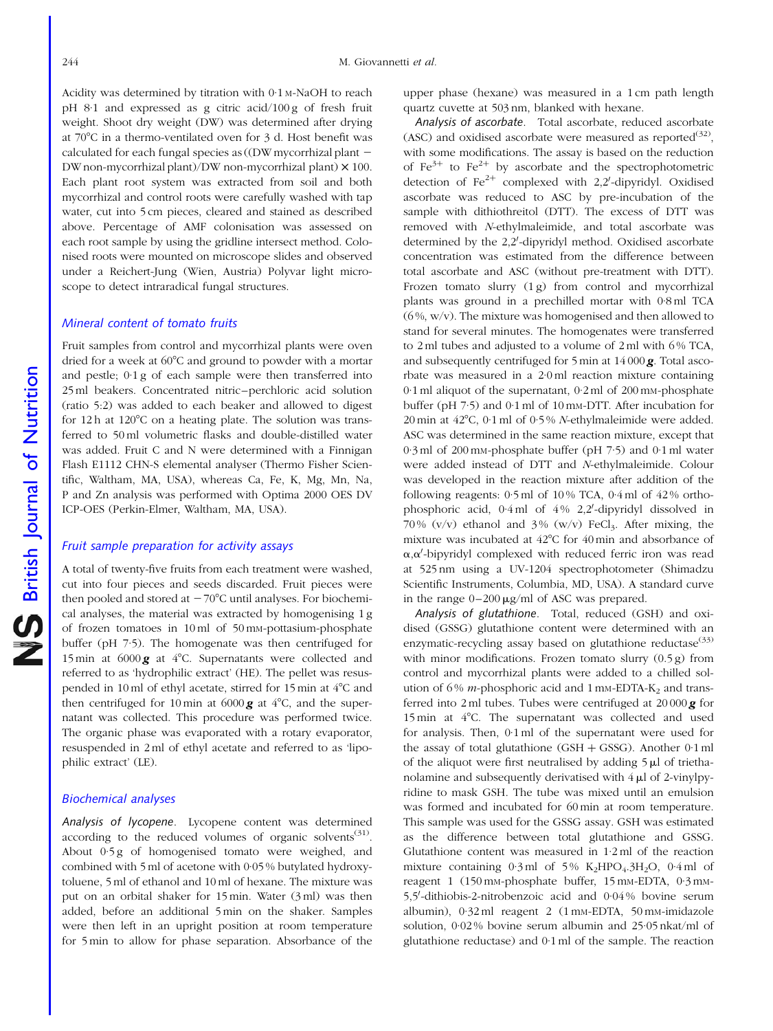Acidity was determined by titration with 0·1 M-NaOH to reach pH 8·1 and expressed as g citric acid/100 g of fresh fruit weight. Shoot dry weight (DW) was determined after drying at 70°C in a thermo-ventilated oven for 3 d. Host benefit was calculated for each fungal species as ((DW mycorrhizal plant − DW non-mycorrhizal plant)/DW non-mycorrhizal plant) × 100. Each plant root system was extracted from soil and both mycorrhizal and control roots were carefully washed with tap water, cut into 5 cm pieces, cleared and stained as described above. Percentage of AMF colonisation was assessed on each root sample by using the gridline intersect method. Colonised roots were mounted on microscope slides and observed under a Reichert-Jung (Wien, Austria) Polyvar light microscope to detect intraradical fungal structures.

### Mineral content of tomato fruits

Fruit samples from control and mycorrhizal plants were oven dried for a week at 60°C and ground to powder with a mortar and pestle; 0·1 g of each sample were then transferred into 25 ml beakers. Concentrated nitric–perchloric acid solution (ratio 5:2) was added to each beaker and allowed to digest for 12 h at 120°C on a heating plate. The solution was transferred to 50 ml volumetric flasks and double-distilled water was added. Fruit C and N were determined with a Finnigan Flash E1112 CHN-S elemental analyser (Thermo Fisher Scientific, Waltham, MA, USA), whereas Ca, Fe, K, Mg, Mn, Na, P and Zn analysis was performed with Optima 2000 OES DV ICP-OES (Perkin-Elmer, Waltham, MA, USA).

### Fruit sample preparation for activity assays

A total of twenty-five fruits from each treatment were washed, cut into four pieces and seeds discarded. Fruit pieces were then pooled and stored at −70°C until analyses. For biochemical analyses, the material was extracted by homogenising 1 g of frozen tomatoes in 10 ml of 50 mM-pottasium-phosphate buffer (pH 7·5). The homogenate was then centrifuged for 15 min at 6000 ***g*** at 4°C. Supernatants were collected and referred to as 'hydrophilic extract' (HE). The pellet was resuspended in 10 ml of ethyl acetate, stirred for 15 min at 4°C and then centrifuged for 10 min at 6000 ***g*** at 4°C, and the supernatant was collected. This procedure was performed twice. The organic phase was evaporated with a rotary evaporator, resuspended in 2 ml of ethyl acetate and referred to as 'lipophilic extract' (LE).

### Biochemical analyses

*Analysis of lycopene*. Lycopene content was determined according to the reduced volumes of organic solvents[31]. About 0·5 g of homogenised tomato were weighed, and combined with 5 ml of acetone with 0·05 % butylated hydroxytoluene, 5 ml of ethanol and 10 ml of hexane. The mixture was put on an orbital shaker for 15 min. Water (3 ml) was then added, before an additional 5 min on the shaker. Samples were then left in an upright position at room temperature for 5 min to allow for phase separation. Absorbance of the upper phase (hexane) was measured in a 1 cm path length quartz cuvette at 503 nm, blanked with hexane.

*Analysis of ascorbate*. Total ascorbate, reduced ascorbate (ASC) and oxidised ascorbate were measured as reported[32], with some modifications. The assay is based on the reduction of $Fe^{3+}$ to $Fe^{2+}$ by ascorbate and the spectrophotometric detection of $Fe^{2+}$ complexed with 2,2′-dipyridyl. Oxidised ascorbate was reduced to ASC by pre-incubation of the sample with dithiothreitol (DTT). The excess of DTT was removed with *N*-ethylmaleimide, and total ascorbate was determined by the 2,2′-dipyridyl method. Oxidised ascorbate concentration was estimated from the difference between total ascorbate and ASC (without pre-treatment with DTT). Frozen tomato slurry (1 g) from control and mycorrhizal plants was ground in a prechilled mortar with 0·8 ml TCA (6 %, w/v). The mixture was homogenised and then allowed to stand for several minutes. The homogenates were transferred to 2 ml tubes and adjusted to a volume of 2 ml with 6 % TCA, and subsequently centrifuged for 5 min at 14 000 ***g***. Total ascorbate was measured in a 2·0 ml reaction mixture containing 0·1 ml aliquot of the supernatant, 0·2 ml of 200 mM-phosphate buffer (pH 7·5) and 0·1 ml of 10 mM-DTT. After incubation for 20 min at 42°C, 0·1 ml of 0·5 % *N*-ethylmaleimide were added. ASC was determined in the same reaction mixture, except that 0·3 ml of 200 mM-phosphate buffer (pH 7·5) and 0·1 ml water were added instead of DTT and *N*-ethylmaleimide. Colour was developed in the reaction mixture after addition of the following reagents: 0·5 ml of 10 % TCA, 0·4 ml of 42 % orthophosphoric acid, 0·4 ml of 4 % 2,2′-dipyridyl dissolved in 70 % (v/v) ethanol and 3 % (w/v) $FeCl_3$. After mixing, the mixture was incubated at 42°C for 40 min and absorbance of α,α′-bipyridyl complexed with reduced ferric iron was read at 525 nm using a UV-1204 spectrophotometer (Shimadzu Scientific Instruments, Columbia, MD, USA). A standard curve in the range 0–200 μg/ml of ASC was prepared.

*Analysis of glutathione*. Total, reduced (GSH) and oxidised (GSSG) glutathione content were determined with an enzymatic-recycling assay based on glutathione reductase[33] with minor modifications. Frozen tomato slurry (0.5 g) from control and mycorrhizal plants were added to a chilled solution of 6 % *m*-phosphoric acid and 1 mM-EDTA-$K_2$ and transferred into 2 ml tubes. Tubes were centrifuged at 20 000 ***g*** for 15 min at 4°C. The supernatant was collected and used for analysis. Then, 0·1 ml of the supernatant were used for the assay of total glutathione (GSH + GSSG). Another 0·1 ml of the aliquot were first neutralised by adding 5 μl of triethanolamine and subsequently derivatised with 4 μl of 2-vinylpyridine to mask GSH. The tube was mixed until an emulsion was formed and incubated for 60 min at room temperature. This sample was used for the GSSG assay. GSH was estimated as the difference between total glutathione and GSSG. Glutathione content was measured in 1·2 ml of the reaction mixture containing 0·3 ml of 5 % $K_2HPO_4.3H_2O$, 0·4 ml of reagent 1 (150 mM-phosphate buffer, 15 mM-EDTA, 0·3 mM-5,5′-dithiobis-2-nitrobenzoic acid and 0·04 % bovine serum albumin), 0·32 ml reagent 2 (1 mM-EDTA, 50 mM-imidazole solution, 0·02 % bovine serum albumin and 25·05 nkat/ml of glutathione reductase) and 0·1 ml of the sample. The reaction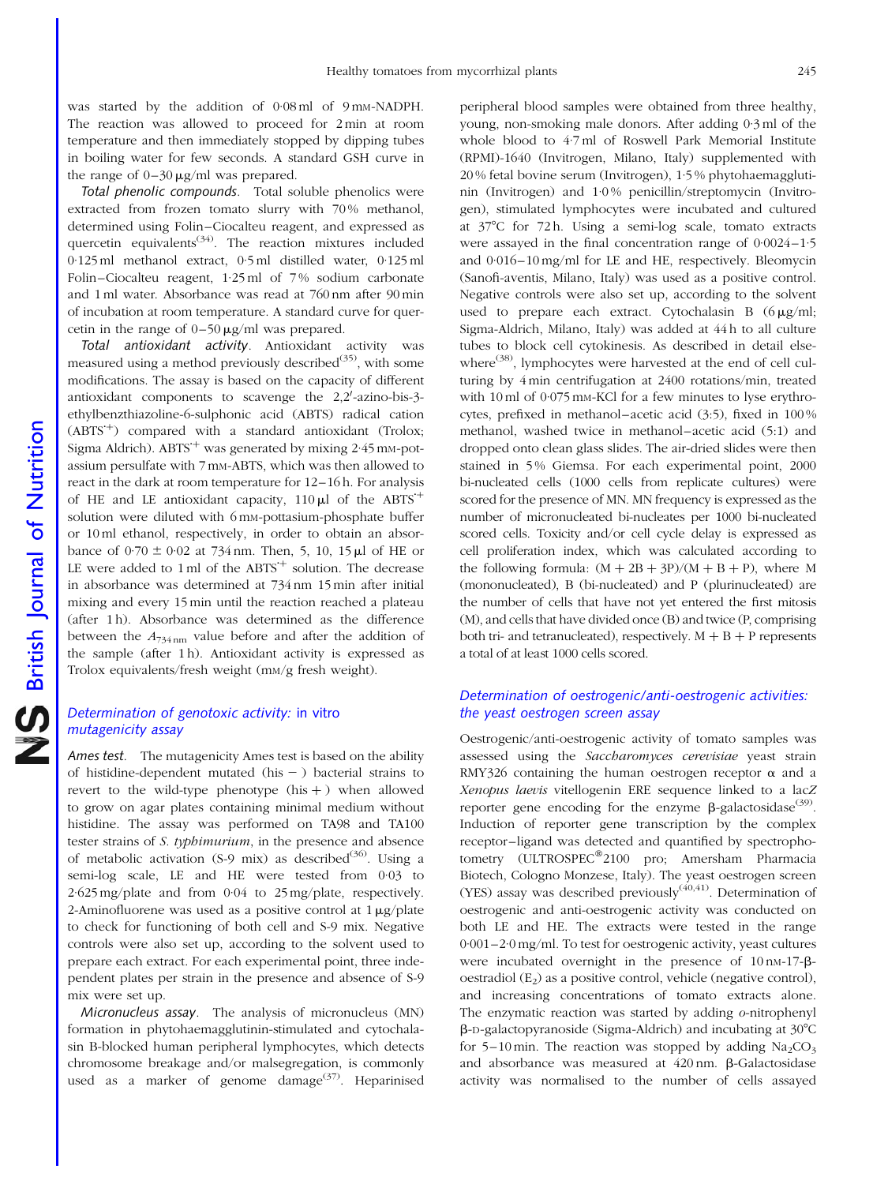was started by the addition of 0·08 ml of 9 mM-NADPH. The reaction was allowed to proceed for 2 min at room temperature and then immediately stopped by dipping tubes in boiling water for few seconds. A standard GSH curve in the range of 0–30 μg/ml was prepared.

*Total phenolic compounds.* Total soluble phenolics were extracted from frozen tomato slurry with 70 % methanol, determined using Folin–Ciocalteu reagent, and expressed as quercetin equivalents[34]. The reaction mixtures included 0·125 ml methanol extract, 0·5 ml distilled water, 0·125 ml Folin–Ciocalteu reagent, 1·25 ml of 7 % sodium carbonate and 1 ml water. Absorbance was read at 760 nm after 90 min of incubation at room temperature. A standard curve for quercetin in the range of 0–50 μg/ml was prepared.

*Total antioxidant activity.* Antioxidant activity was measured using a method previously described[35], with some modifications. The assay is based on the capacity of different antioxidant components to scavenge the 2,2′-azino-bis-3-ethylbenzthiazoline-6-sulphonic acid (ABTS) radical cation ($ABTS^{\cdot+}$) compared with a standard antioxidant (Trolox; Sigma Aldrich). $ABTS^{\cdot+}$ was generated by mixing 2·45 mM-potassium persulfate with 7 mM-ABTS, which was then allowed to react in the dark at room temperature for 12–16 h. For analysis of HE and LE antioxidant capacity, 110 μl of the $ABTS^{\cdot+}$ solution were diluted with 6 mM-pottasium-phosphate buffer or 10 ml ethanol, respectively, in order to obtain an absorbance of 0·70 ± 0·02 at 734 nm. Then, 5, 10, 15 μl of HE or LE were added to 1 ml of the $ABTS^{\cdot+}$ solution. The decrease in absorbance was determined at 734 nm 15 min after initial mixing and every 15 min until the reaction reached a plateau (after 1 h). Absorbance was determined as the difference between the $A_{734\,nm}$ value before and after the addition of the sample (after 1 h). Antioxidant activity is expressed as Trolox equivalents/fresh weight (mM/g fresh weight).

### Determination of genotoxic activity: *in vitro* mutagenicity assay

*Ames test.* The mutagenicity Ames test is based on the ability of histidine-dependent mutated (his − ) bacterial strains to revert to the wild-type phenotype (his + ) when allowed to grow on agar plates containing minimal medium without histidine. The assay was performed on TA98 and TA100 tester strains of *S. typhimurium*, in the presence and absence of metabolic activation (S-9 mix) as described[36]. Using a semi-log scale, LE and HE were tested from 0·03 to 2·625 mg/plate and from 0·04 to 25 mg/plate, respectively. 2-Aminofluorene was used as a positive control at 1 μg/plate to check for functioning of both cell and S-9 mix. Negative controls were also set up, according to the solvent used to prepare each extract. For each experimental point, three independent plates per strain in the presence and absence of S-9 mix were set up.

*Micronucleus assay.* The analysis of micronucleus (MN) formation in phytohaemagglutinin-stimulated and cytochalasin B-blocked human peripheral lymphocytes, which detects chromosome breakage and/or malsegregation, is commonly used as a marker of genome damage[37]. Heparinised peripheral blood samples were obtained from three healthy, young, non-smoking male donors. After adding 0·3 ml of the whole blood to 4·7 ml of Roswell Park Memorial Institute (RPMI)-1640 (Invitrogen, Milano, Italy) supplemented with 20 % fetal bovine serum (Invitrogen), 1·5 % phytohaemagglutinin (Invitrogen) and 1·0 % penicillin/streptomycin (Invitrogen), stimulated lymphocytes were incubated and cultured at 37°C for 72 h. Using a semi-log scale, tomato extracts were assayed in the final concentration range of 0·0024–1·5 and 0·016–10 mg/ml for LE and HE, respectively. Bleomycin (Sanofi-aventis, Milano, Italy) was used as a positive control. Negative controls were also set up, according to the solvent used to prepare each extract. Cytochalasin B (6 μg/ml; Sigma-Aldrich, Milano, Italy) was added at 44 h to all culture tubes to block cell cytokinesis. As described in detail elsewhere[38], lymphocytes were harvested at the end of cell culturing by 4 min centrifugation at 2400 rotations/min, treated with 10 ml of 0·075 mM-KCl for a few minutes to lyse erythrocytes, prefixed in methanol–acetic acid (3:5), fixed in 100 % methanol, washed twice in methanol–acetic acid (5:1) and dropped onto clean glass slides. The air-dried slides were then stained in 5 % Giemsa. For each experimental point, 2000 bi-nucleated cells (1000 cells from replicate cultures) were scored for the presence of MN. MN frequency is expressed as the number of micronucleated bi-nucleates per 1000 bi-nucleated scored cells. Toxicity and/or cell cycle delay is expressed as cell proliferation index, which was calculated according to the following formula: $(M + 2B + 3P)/(M + B + P)$, where M (mononucleated), B (bi-nucleated) and P (plurinucleated) are the number of cells that have not yet entered the first mitosis (M), and cells that have divided once (B) and twice (P, comprising both tri- and tetranucleated), respectively. $M + B + P$ represents a total of at least 1000 cells scored.

### Determination of oestrogenic/anti-oestrogenic activities: the yeast oestrogen screen assay

Oestrogenic/anti-oestrogenic activity of tomato samples was assessed using the *Saccharomyces cerevisiae* yeast strain RMY326 containing the human oestrogen receptor α and a *Xenopus laevis* vitellogenin ERE sequence linked to a *lacZ* reporter gene encoding for the enzyme β-galactosidase[39]. Induction of reporter gene transcription by the complex receptor–ligand was detected and quantified by spectrophotometry (ULTROSPEC®2100 pro; Amersham Pharmacia Biotech, Cologno Monzese, Italy). The yeast oestrogen screen (YES) assay was described previously[40,41]. Determination of oestrogenic and anti-oestrogenic activity was conducted on both LE and HE. The extracts were tested in the range 0·001–2·0 mg/ml. To test for oestrogenic activity, yeast cultures were incubated overnight in the presence of 10 nM-17-β-oestradiol ($E_2$) as a positive control, vehicle (negative control), and increasing concentrations of tomato extracts alone. The enzymatic reaction was started by adding *o*-nitrophenyl β-D-galactopyranoside (Sigma-Aldrich) and incubating at 30°C for 5–10 min. The reaction was stopped by adding $Na_2CO_3$ and absorbance was measured at 420 nm. β-Galactosidase activity was normalised to the number of cells assayed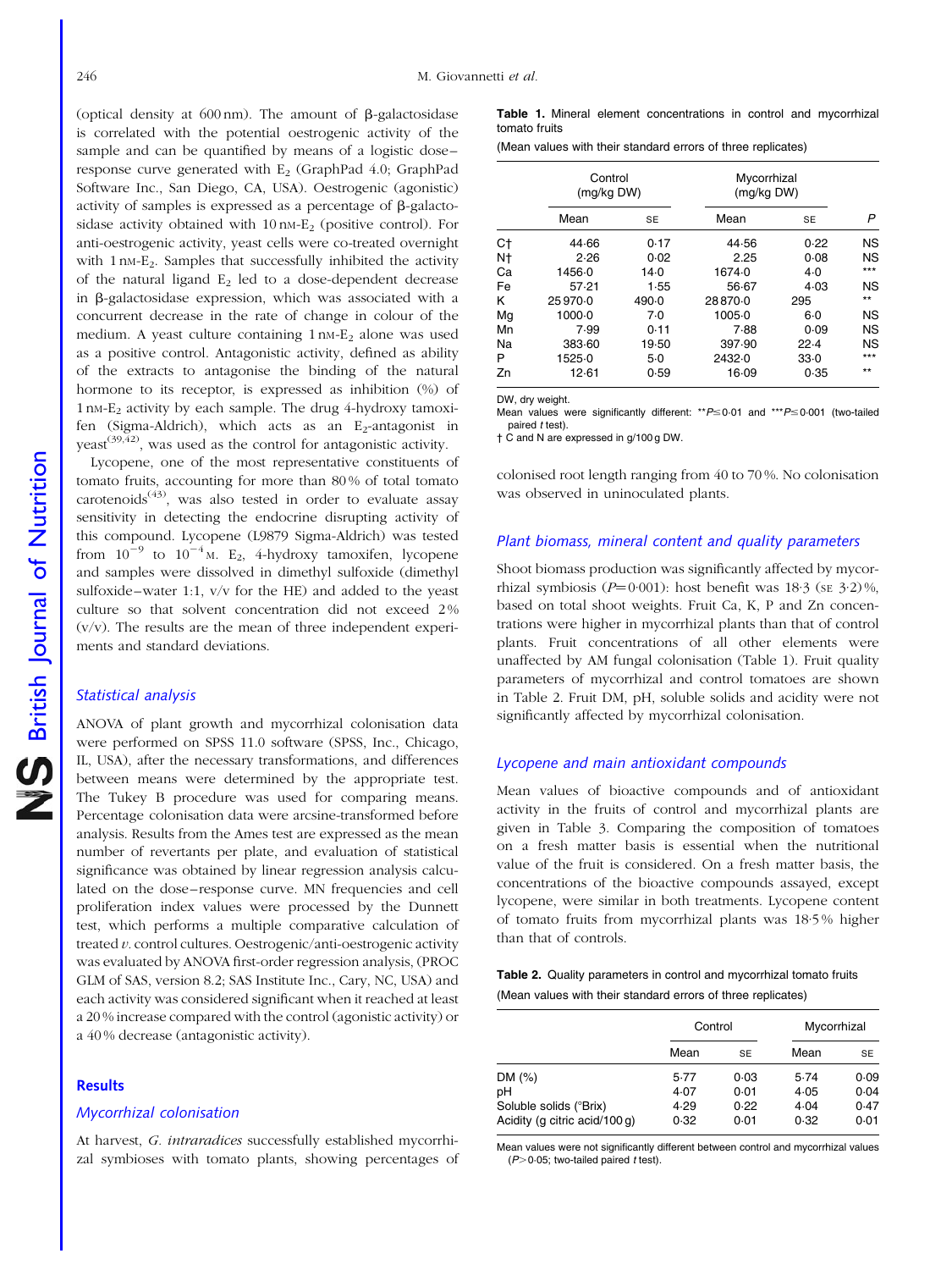(optical density at 600 nm). The amount of β-galactosidase is correlated with the potential oestrogenic activity of the sample and can be quantified by means of a logistic dose–response curve generated with $E_2$ (GraphPad 4.0; GraphPad Software Inc., San Diego, CA, USA). Oestrogenic (agonistic) activity of samples is expressed as a percentage of β-galactosidase activity obtained with 10 nM-$E_2$ (positive control). For anti-oestrogenic activity, yeast cells were co-treated overnight with 1 nM-$E_2$. Samples that successfully inhibited the activity of the natural ligand $E_2$ led to a dose-dependent decrease in β-galactosidase expression, which was associated with a concurrent decrease in the rate of change in colour of the medium. A yeast culture containing 1 nM-$E_2$ alone was used as a positive control. Antagonistic activity, defined as ability of the extracts to antagonise the binding of the natural hormone to its receptor, is expressed as inhibition (%) of 1 nM-$E_2$ activity by each sample. The drug 4-hydroxy tamoxifen (Sigma-Aldrich), which acts as an $E_2$-antagonist in yeast[39,42], was used as the control for antagonistic activity.

Lycopene, one of the most representative constituents of tomato fruits, accounting for more than 80 % of total tomato carotenoids[43], was also tested in order to evaluate assay sensitivity in detecting the endocrine disrupting activity of this compound. Lycopene (L9879 Sigma-Aldrich) was tested from $10^{-9}$ to $10^{-4}$ M. $E_2$, 4-hydroxy tamoxifen, lycopene and samples were dissolved in dimethyl sulfoxide (dimethyl sulfoxide–water 1:1, v/v for the HE) and added to the yeast culture so that solvent concentration did not exceed 2 % (v/v). The results are the mean of three independent experiments and standard deviations.

### Statistical analysis

ANOVA of plant growth and mycorrhizal colonisation data were performed on SPSS 11.0 software (SPSS, Inc., Chicago, IL, USA), after the necessary transformations, and differences between means were determined by the appropriate test. The Tukey B procedure was used for comparing means. Percentage colonisation data were arcsine-transformed before analysis. Results from the Ames test are expressed as the mean number of revertants per plate, and evaluation of statistical significance was obtained by linear regression analysis calculated on the dose–response curve. MN frequencies and cell proliferation index values were processed by the Dunnett test, which performs a multiple comparative calculation of treated *v.* control cultures. Oestrogenic/anti-oestrogenic activity was evaluated by ANOVA first-order regression analysis, (PROC GLM of SAS, version 8.2; SAS Institute Inc., Cary, NC, USA) and each activity was considered significant when it reached at least a 20 % increase compared with the control (agonistic activity) or a 40 % decrease (antagonistic activity).

## Results

### Mycorrhizal colonisation

At harvest, *G. intraradices* successfully established mycorrhizal symbioses with tomato plants, showing percentages of colonised root length ranging from 40 to 70 %. No colonisation was observed in uninoculated plants.

**Table 1.** Mineral element concentrations in control and mycorrhizal tomato fruits

(Mean values with their standard errors of three replicates)

| | Control (mg/kg DW) | | Mycorrhizal (mg/kg DW) | | |
|---|---|---|---|---|---|
| | Mean | SE | Mean | SE | *P* |
| C† | 44·66 | 0·17 | 44·56 | 0·22 | NS |
| N† | 2·26 | 0·02 | 2·25 | 0·08 | NS |
| Ca | 1456·0 | 14·0 | 1674·0 | 4·0 | *** |
| Fe | 57·21 | 1·55 | 56·67 | 4·03 | NS |
| K | 25 970·0 | 490·0 | 28 870·0 | 295 | ** |
| Mg | 1000·0 | 7·0 | 1005·0 | 6·0 | NS |
| Mn | 7·99 | 0·11 | 7·88 | 0·09 | NS |
| Na | 383·60 | 19·50 | 397·90 | 22·4 | NS |
| P | 1525·0 | 5·0 | 2432·0 | 33·0 | *** |
| Zn | 12·61 | 0·59 | 16·09 | 0·35 | ** |

DW, dry weight.

Mean values were significantly different: $^{**}P \leq 0·01$ and $^{***}P \leq 0·001$ (two-tailed paired *t* test).

† C and N are expressed in g/100 g DW.

### Plant biomass, mineral content and quality parameters

Shoot biomass production was significantly affected by mycorrhizal symbiosis ($P=0·001$): host benefit was 18·3 (SE 3·2) %, based on total shoot weights. Fruit Ca, K, P and Zn concentrations were higher in mycorrhizal plants than that of control plants. Fruit concentrations of all other elements were unaffected by AM fungal colonisation (Table 1). Fruit quality parameters of mycorrhizal and control tomatoes are shown in Table 2. Fruit DM, pH, soluble solids and acidity were not significantly affected by mycorrhizal colonisation.

### Lycopene and main antioxidant compounds

Mean values of bioactive compounds and of antioxidant activity in the fruits of control and mycorrhizal plants are given in Table 3. Comparing the composition of tomatoes on a fresh matter basis is essential when the nutritional value of the fruit is considered. On a fresh matter basis, the concentrations of the bioactive compounds assayed, except lycopene, were similar in both treatments. Lycopene content of tomato fruits from mycorrhizal plants was 18·5 % higher than that of controls.

**Table 2.** Quality parameters in control and mycorrhizal tomato fruits

(Mean values with their standard errors of three replicates)

| | Control | | Mycorrhizal | |
|---|---|---|---|---|
| | Mean | SE | Mean | SE |
| DM (%) | 5·77 | 0·03 | 5·74 | 0·09 |
| pH | 4·07 | 0·01 | 4·05 | 0·04 |
| Soluble solids (°Brix) | 4·29 | 0·22 | 4·04 | 0·47 |
| Acidity (g citric acid/100 g) | 0·32 | 0·01 | 0·32 | 0·01 |

Mean values were not significantly different between control and mycorrhizal values ($P > 0·05$; two-tailed paired *t* test).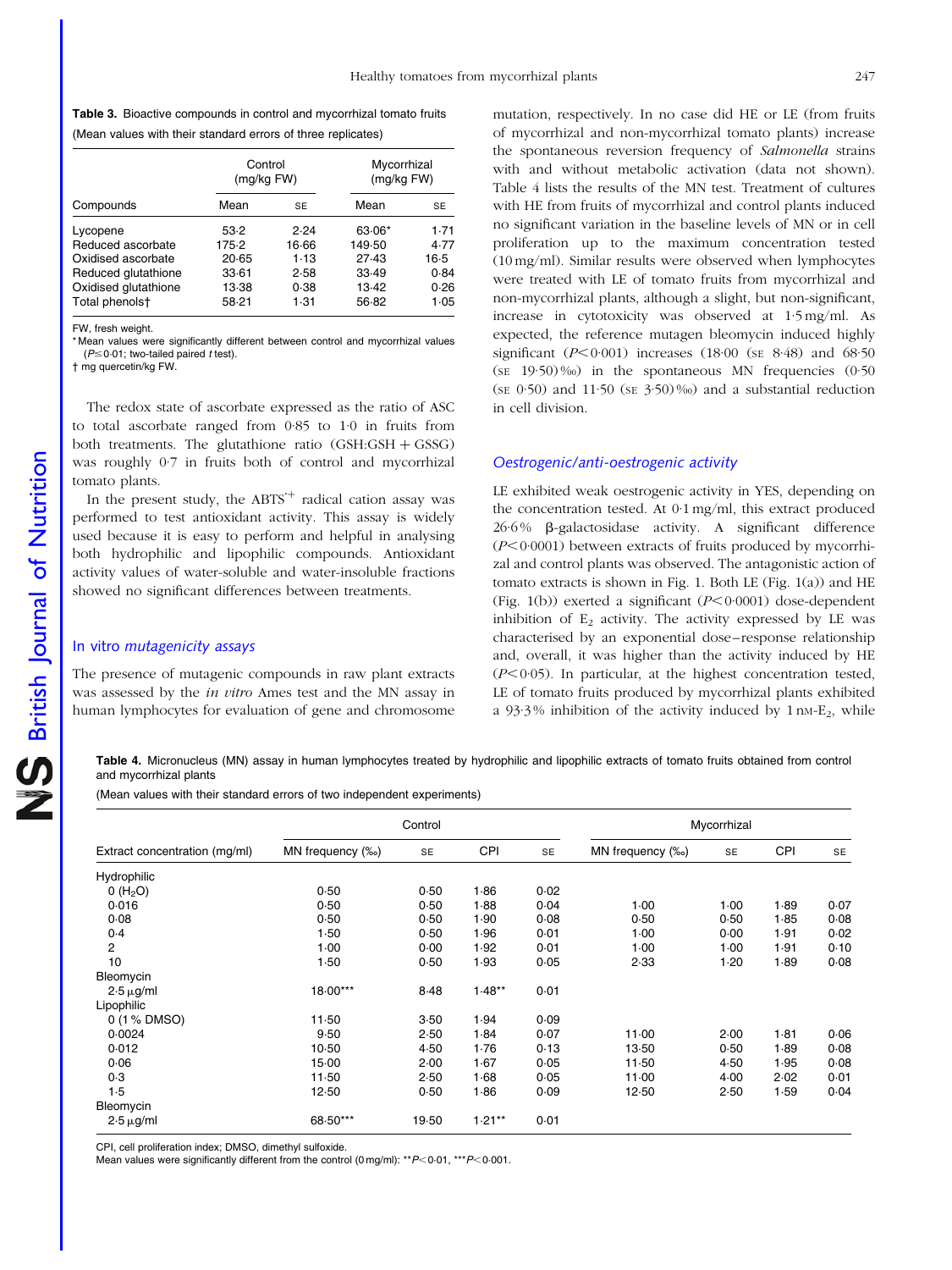**Table 3.** Bioactive compounds in control and mycorrhizal tomato fruits

(Mean values with their standard errors of three replicates)

| Compounds | Control (mg/kg FW) | | Mycorrhizal (mg/kg FW) | |
|---|---|---|---|---|
| | Mean | SE | Mean | SE |
| Lycopene | 53·2 | 2·24 | 63·06* | 1·71 |
| Reduced ascorbate | 175·2 | 16·66 | 149·50 | 4·77 |
| Oxidised ascorbate | 20·65 | 1·13 | 27·43 | 16·5 |
| Reduced glutathione | 33·61 | 2·58 | 33·49 | 0·84 |
| Oxidised glutathione | 13·38 | 0·38 | 13·42 | 0·26 |
| Total phenols† | 58·21 | 1·31 | 56·82 | 1·05 |

FW, fresh weight.

* Mean values were significantly different between control and mycorrhizal values ($P \leq 0.01$; two-tailed paired *t* test).

† mg quercetin/kg FW.

The redox state of ascorbate expressed as the ratio of ASC to total ascorbate ranged from 0·85 to 1·0 in fruits from both treatments. The glutathione ratio (GSH:GSH + GSSG) was roughly 0·7 in fruits both of control and mycorrhizal tomato plants.

In the present study, the $ABTS^{\cdot+}$ radical cation assay was performed to test antioxidant activity. This assay is widely used because it is easy to perform and helpful in analysing both hydrophilic and lipophilic compounds. Antioxidant activity values of water-soluble and water-insoluble fractions showed no significant differences between treatments.

## *In vitro* mutagenicity assays

The presence of mutagenic compounds in raw plant extracts was assessed by the *in vitro* Ames test and the MN assay in human lymphocytes for evaluation of gene and chromosome mutation, respectively. In no case did HE or LE (from fruits of mycorrhizal and non-mycorrhizal tomato plants) increase the spontaneous reversion frequency of *Salmonella* strains with and without metabolic activation (data not shown). Table 4 lists the results of the MN test. Treatment of cultures with HE from fruits of mycorrhizal and control plants induced no significant variation in the baseline levels of MN or in cell proliferation up to the maximum concentration tested (10 mg/ml). Similar results were observed when lymphocytes were treated with LE of tomato fruits from mycorrhizal and non-mycorrhizal plants, although a slight, but non-significant, increase in cytotoxicity was observed at 1·5 mg/ml. As expected, the reference mutagen bleomycin induced highly significant ($P < 0.001$) increases (18·00 (SE 8·48) and 68·50 (SE 19·50)‰) in the spontaneous MN frequencies (0·50 (SE 0·50) and 11·50 (SE 3·50)‰) and a substantial reduction in cell division.

## Oestrogenic/anti-oestrogenic activity

LE exhibited weak oestrogenic activity in YES, depending on the concentration tested. At 0·1 mg/ml, this extract produced 26·6% β-galactosidase activity. A significant difference ($P < 0.0001$) between extracts of fruits produced by mycorrhizal and control plants was observed. The antagonistic action of tomato extracts is shown in Fig. 1. Both LE (Fig. 1(a)) and HE (Fig. 1(b)) exerted a significant ($P < 0.0001$) dose-dependent inhibition of $E_2$ activity. The activity expressed by LE was characterised by an exponential dose–response relationship and, overall, it was higher than the activity induced by HE ($P < 0.05$). In particular, at the highest concentration tested, LE of tomato fruits produced by mycorrhizal plants exhibited a 93·3% inhibition of the activity induced by 1 nM-$E_2$, while

**Table 4.** Micronucleus (MN) assay in human lymphocytes treated by hydrophilic and lipophilic extracts of tomato fruits obtained from control and mycorrhizal plants

(Mean values with their standard errors of two independent experiments)

| Extract concentration (mg/ml) | Control | | | | Mycorrhizal | | | |
|---|---|---|---|---|---|---|---|---|
| | MN frequency (‰) | SE | CPI | SE | MN frequency (‰) | SE | CPI | SE |
| Hydrophilic | | | | | | | | |
| 0 ($H_2O$) | 0·50 | 0·50 | 1·86 | 0·02 | | | | |
| 0·016 | 0·50 | 0·50 | 1·88 | 0·04 | 1·00 | 1·00 | 1·89 | 0·07 |
| 0·08 | 0·50 | 0·50 | 1·90 | 0·08 | 0·50 | 0·50 | 1·85 | 0·08 |
| 0·4 | 1·50 | 0·50 | 1·96 | 0·01 | 1·00 | 0·00 | 1·91 | 0·02 |
| 2 | 1·00 | 0·00 | 1·92 | 0·01 | 1·00 | 1·00 | 1·91 | 0·10 |
| 10 | 1·50 | 0·50 | 1·93 | 0·05 | 2·33 | 1·20 | 1·89 | 0·08 |
| Bleomycin | | | | | | | | |
| 2·5 μg/ml | 18·00*** | 8·48 | 1·48** | 0·01 | | | | |
| Lipophilic | | | | | | | | |
| 0 (1% DMSO) | 11·50 | 3·50 | 1·94 | 0·09 | | | | |
| 0·0024 | 9·50 | 2·50 | 1·84 | 0·07 | 11·00 | 2·00 | 1·81 | 0·06 |
| 0·012 | 10·50 | 4·50 | 1·76 | 0·13 | 13·50 | 0·50 | 1·89 | 0·08 |
| 0·06 | 15·00 | 2·00 | 1·67 | 0·05 | 11·50 | 4·50 | 1·95 | 0·08 |
| 0·3 | 11·50 | 2·50 | 1·68 | 0·05 | 11·00 | 4·00 | 2·02 | 0·01 |
| 1·5 | 12·50 | 0·50 | 1·86 | 0·09 | 12·50 | 2·50 | 1·59 | 0·04 |
| Bleomycin | | | | | | | | |
| 2·5 μg/ml | 68·50*** | 19·50 | 1·21** | 0·01 | | | | |

CPI, cell proliferation index; DMSO, dimethyl sulfoxide.

Mean values were significantly different from the control (0 mg/ml): ** $P < 0.01$, *** $P < 0.001$.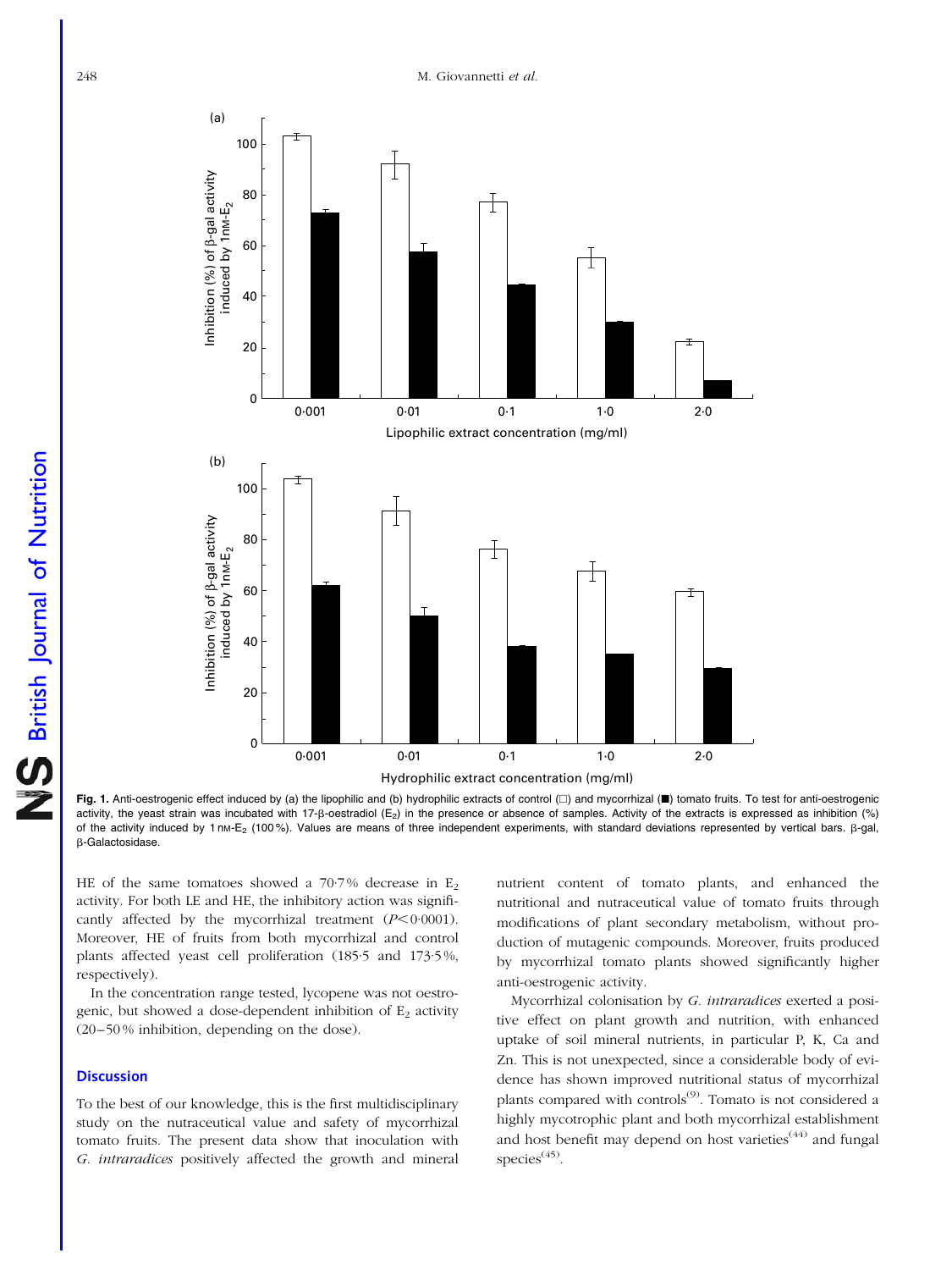**Fig. 1.** Anti-oestrogenic effect induced by (a) the lipophilic and (b) hydrophilic extracts of control (□) and mycorrhizal (■) tomato fruits. To test for anti-oestrogenic activity, the yeast strain was incubated with 17-β-oestradiol ($E_2$) in the presence or absence of samples. Activity of the extracts is expressed as inhibition (%) of the activity induced by 1 nM-$E_2$ (100 %). Values are means of three independent experiments, with standard deviations represented by vertical bars. β-gal, β-Galactosidase.

HE of the same tomatoes showed a 70·7 % decrease in $E_2$ activity. For both LE and HE, the inhibitory action was significantly affected by the mycorrhizal treatment ($P < 0·0001$). Moreover, HE of fruits from both mycorrhizal and control plants affected yeast cell proliferation (185·5 and 173·5 %, respectively).

In the concentration range tested, lycopene was not oestrogenic, but showed a dose-dependent inhibition of $E_2$ activity (20–50 % inhibition, depending on the dose).

## Discussion

To the best of our knowledge, this is the first multidisciplinary study on the nutraceutical value and safety of mycorrhizal tomato fruits. The present data show that inoculation with *G. intraradices* positively affected the growth and mineral nutrient content of tomato plants, and enhanced the nutritional and nutraceutical value of tomato fruits through modifications of plant secondary metabolism, without production of mutagenic compounds. Moreover, fruits produced by mycorrhizal tomato plants showed significantly higher anti-oestrogenic activity.

Mycorrhizal colonisation by *G. intraradices* exerted a positive effect on plant growth and nutrition, with enhanced uptake of soil mineral nutrients, in particular P, K, Ca and Zn. This is not unexpected, since a considerable body of evidence has shown improved nutritional status of mycorrhizal plants compared with controls[9]. Tomato is not considered a highly mycotrophic plant and both mycorrhizal establishment and host benefit may depend on host varieties[44] and fungal species[45].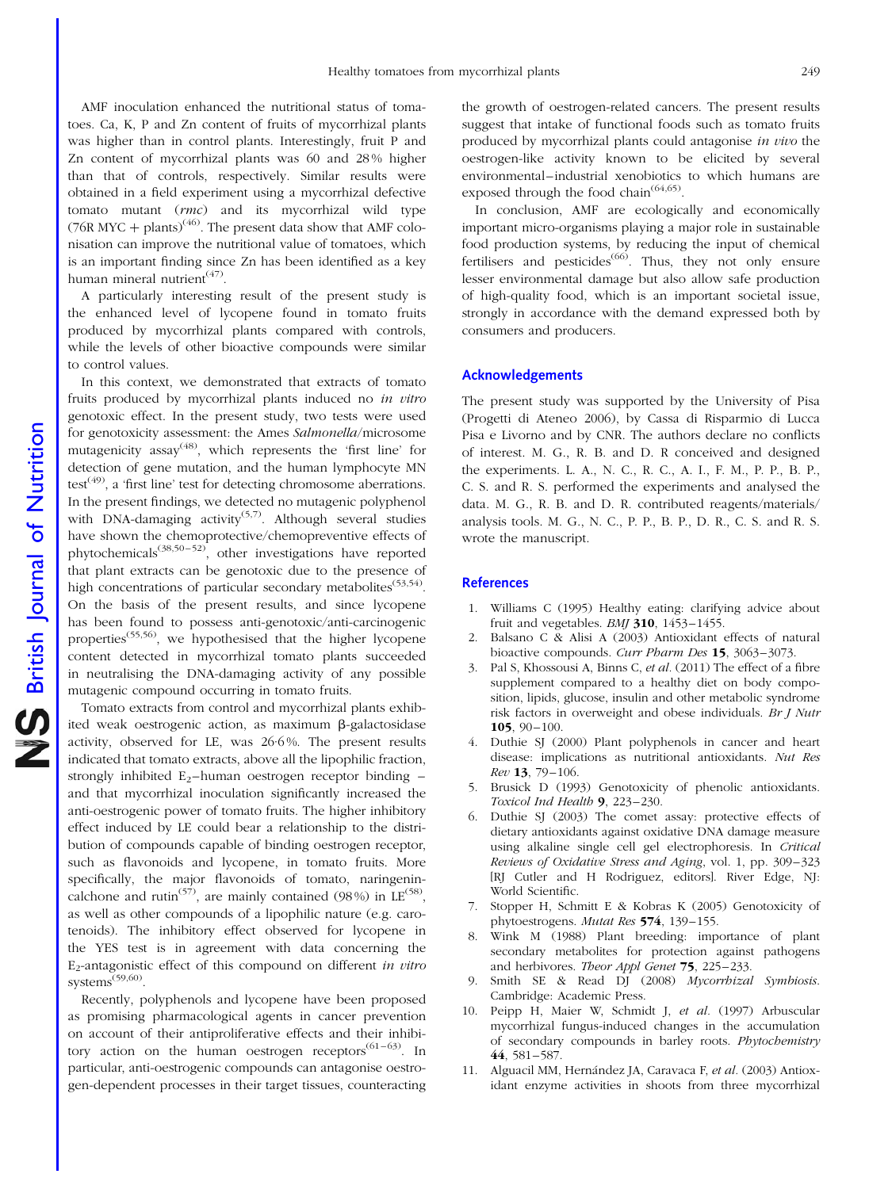AMF inoculation enhanced the nutritional status of tomatoes. Ca, K, P and Zn content of fruits of mycorrhizal plants was higher than in control plants. Interestingly, fruit P and Zn content of mycorrhizal plants was 60 and 28 % higher than that of controls, respectively. Similar results were obtained in a field experiment using a mycorrhizal defective tomato mutant (*rmc*) and its mycorrhizal wild type (76R MYC + plants)[46]. The present data show that AMF colonisation can improve the nutritional value of tomatoes, which is an important finding since Zn has been identified as a key human mineral nutrient[47].

A particularly interesting result of the present study is the enhanced level of lycopene found in tomato fruits produced by mycorrhizal plants compared with controls, while the levels of other bioactive compounds were similar to control values.

In this context, we demonstrated that extracts of tomato fruits produced by mycorrhizal plants induced no *in vitro* genotoxic effect. In the present study, two tests were used for genotoxicity assessment: the Ames *Salmonella*/microsome mutagenicity assay[48], which represents the 'first line' for detection of gene mutation, and the human lymphocyte MN test[49], a 'first line' test for detecting chromosome aberrations. In the present findings, we detected no mutagenic polyphenol with DNA-damaging activity[5,7]. Although several studies have shown the chemoprotective/chemopreventive effects of phytochemicals[38,50–52], other investigations have reported that plant extracts can be genotoxic due to the presence of high concentrations of particular secondary metabolites[53,54]. On the basis of the present results, and since lycopene has been found to possess anti-genotoxic/anti-carcinogenic properties[55,56], we hypothesised that the higher lycopene content detected in mycorrhizal tomato plants succeeded in neutralising the DNA-damaging activity of any possible mutagenic compound occurring in tomato fruits.

Tomato extracts from control and mycorrhizal plants exhibited weak oestrogenic action, as maximum β-galactosidase activity, observed for LE, was 26·6 %. The present results indicated that tomato extracts, above all the lipophilic fraction, strongly inhibited $E_2$–human oestrogen receptor binding – and that mycorrhizal inoculation significantly increased the anti-oestrogenic power of tomato fruits. The higher inhibitory effect induced by LE could bear a relationship to the distribution of compounds capable of binding oestrogen receptor, such as flavonoids and lycopene, in tomato fruits. More specifically, the major flavonoids of tomato, naringenin-calchone and rutin[57], are mainly contained (98 %) in LE[58], as well as other compounds of a lipophilic nature (e.g. carotenoids). The inhibitory effect observed for lycopene in the YES test is in agreement with data concerning the $E_2$-antagonistic effect of this compound on different *in vitro* systems[59,60].

Recently, polyphenols and lycopene have been proposed as promising pharmacological agents in cancer prevention on account of their antiproliferative effects and their inhibitory action on the human oestrogen receptors[61–63]. In particular, anti-oestrogenic compounds can antagonise oestrogen-dependent processes in their target tissues, counteracting the growth of oestrogen-related cancers. The present results suggest that intake of functional foods such as tomato fruits produced by mycorrhizal plants could antagonise *in vivo* the oestrogen-like activity known to be elicited by several environmental–industrial xenobiotics to which humans are exposed through the food chain[64,65].

In conclusion, AMF are ecologically and economically important micro-organisms playing a major role in sustainable food production systems, by reducing the input of chemical fertilisers and pesticides[66]. Thus, they not only ensure lesser environmental damage but also allow safe production of high-quality food, which is an important societal issue, strongly in accordance with the demand expressed both by consumers and producers.

## Acknowledgements

The present study was supported by the University of Pisa (Progetti di Ateneo 2006), by Cassa di Risparmio di Lucca Pisa e Livorno and by CNR. The authors declare no conflicts of interest. M. G., R. B. and D. R conceived and designed the experiments. L. A., N. C., R. C., A. I., F. M., P. P., B. P., C. S. and R. S. performed the experiments and analysed the data. M. G., R. B. and D. R. contributed reagents/materials/analysis tools. M. G., N. C., P. P., B. P., D. R., C. S. and R. S. wrote the manuscript.

## References

1. Williams C (1995) Healthy eating: clarifying advice about fruit and vegetables. *BMJ* **310**, 1453–1455.
2. Balsano C & Alisi A (2003) Antioxidant effects of natural bioactive compounds. *Curr Pharm Des* **15**, 3063–3073.
3. Pal S, Khossousi A, Binns C, *et al.* (2011) The effect of a fibre supplement compared to a healthy diet on body composition, lipids, glucose, insulin and other metabolic syndrome risk factors in overweight and obese individuals. *Br J Nutr* **105**, 90–100.
4. Duthie SJ (2000) Plant polyphenols in cancer and heart disease: implications as nutritional antioxidants. *Nut Res Rev* **13**, 79–106.
5. Brusick D (1993) Genotoxicity of phenolic antioxidants. *Toxicol Ind Health* **9**, 223–230.
6. Duthie SJ (2003) The comet assay: protective effects of dietary antioxidants against oxidative DNA damage measure using alkaline single cell gel electrophoresis. In *Critical Reviews of Oxidative Stress and Aging*, vol. 1, pp. 309–323 [RJ Cutler and H Rodriguez, editors]. River Edge, NJ: World Scientific.
7. Stopper H, Schmitt E & Kobras K (2005) Genotoxicity of phytoestrogens. *Mutat Res* **574**, 139–155.
8. Wink M (1988) Plant breeding: importance of plant secondary metabolites for protection against pathogens and herbivores. *Theor Appl Genet* **75**, 225–233.
9. Smith SE & Read DJ (2008) *Mycorrhizal Symbiosis*. Cambridge: Academic Press.
10. Peipp H, Maier W, Schmidt J, *et al.* (1997) Arbuscular mycorrhizal fungus-induced changes in the accumulation of secondary compounds in barley roots. *Phytochemistry* **44**, 581–587.
11. Alguacil MM, Hernández JA, Caravaca F, *et al.* (2003) Antioxidant enzyme activities in shoots from three mycorrhizal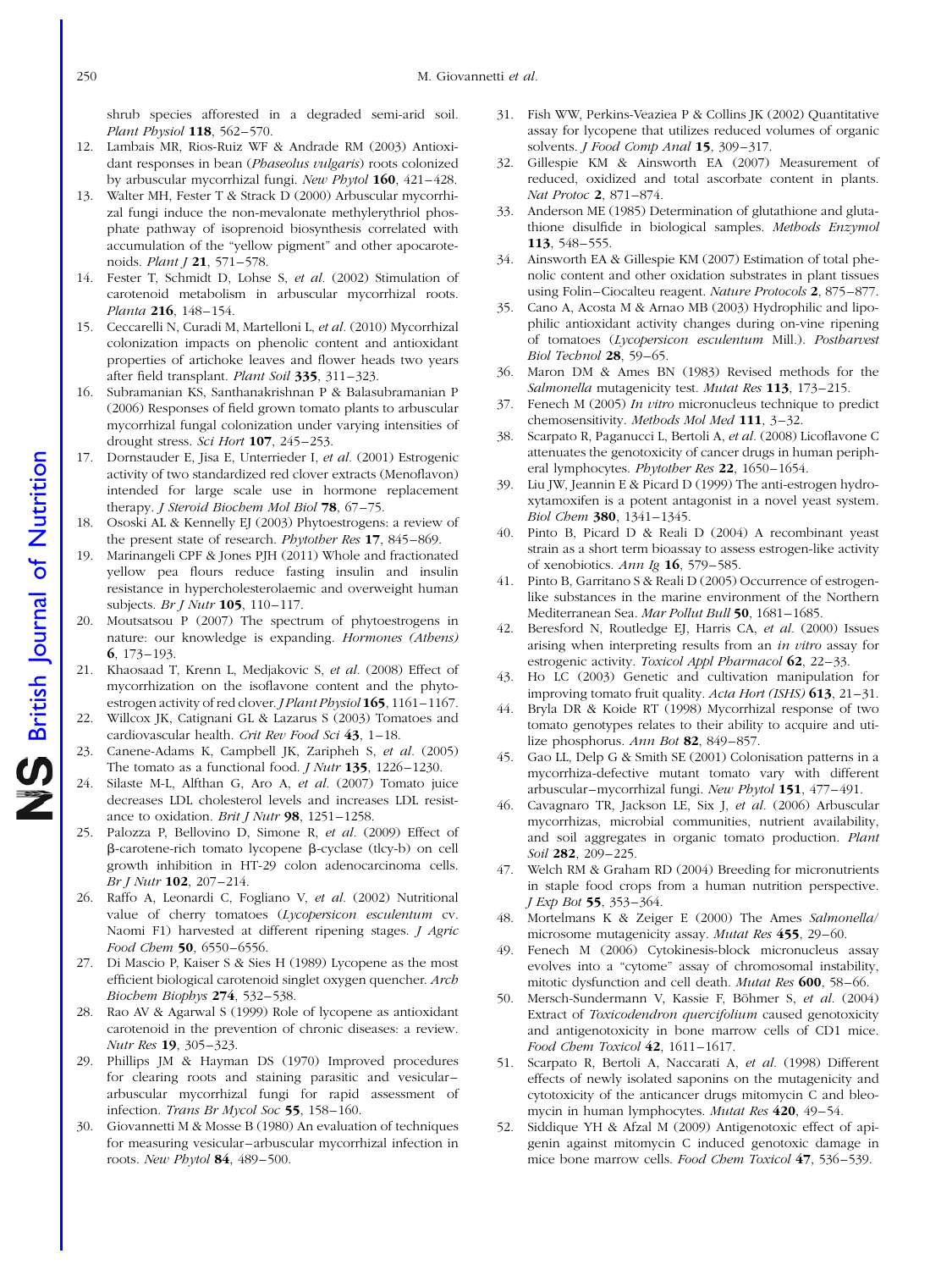shrub species afforested in a degraded semi-arid soil. *Plant Physiol* **118**, 562–570.

12. Lambais MR, Rios-Ruiz WF & Andrade RM (2003) Antioxidant responses in bean (*Phaseolus vulgaris*) roots colonized by arbuscular mycorrhizal fungi. *New Phytol* **160**, 421–428.
13. Walter MH, Fester T & Strack D (2000) Arbuscular mycorrhizal fungi induce the non-mevalonate methylerythriol phosphate pathway of isoprenoid biosynthesis correlated with accumulation of the "yellow pigment" and other apocarotenoids. *Plant J* **21**, 571–578.
14. Fester T, Schmidt D, Lohse S, *et al.* (2002) Stimulation of carotenoid metabolism in arbuscular mycorrhizal roots. *Planta* **216**, 148–154.
15. Ceccarelli N, Curadi M, Martelloni L, *et al.* (2010) Mycorrhizal colonization impacts on phenolic content and antioxidant properties of artichoke leaves and flower heads two years after field transplant. *Plant Soil* **335**, 311–323.
16. Subramanian KS, Santhanakrishnan P & Balasubramanian P (2006) Responses of field grown tomato plants to arbuscular mycorrhizal fungal colonization under varying intensities of drought stress. *Sci Hort* **107**, 245–253.
17. Dornstauder E, Jisa E, Unterrieder I, *et al.* (2001) Estrogenic activity of two standardized red clover extracts (Menoflavon) intended for large scale use in hormone replacement therapy. *J Steroid Biochem Mol Biol* **78**, 67–75.
18. Ososki AL & Kennelly EJ (2003) Phytoestrogens: a review of the present state of research. *Phytother Res* **17**, 845–869.
19. Marinangeli CPF & Jones PJH (2011) Whole and fractionated yellow pea flours reduce fasting insulin and insulin resistance in hypercholesterolaemic and overweight human subjects. *Br J Nutr* **105**, 110–117.
20. Moutsatsou P (2007) The spectrum of phytoestrogens in nature: our knowledge is expanding. *Hormones (Athens)* **6**, 173–193.
21. Khaosaad T, Krenn L, Medjakovic S, *et al.* (2008) Effect of mycorrhization on the isoflavone content and the phytoestrogen activity of red clover. *J Plant Physiol* **165**, 1161–1167.
22. Willcox JK, Catignani GL & Lazarus S (2003) Tomatoes and cardiovascular health. *Crit Rev Food Sci* **43**, 1–18.
23. Canene-Adams K, Campbell JK, Zaripheh S, *et al.* (2005) The tomato as a functional food. *J Nutr* **135**, 1226–1230.
24. Silaste M-L, Alfthan G, Aro A, *et al.* (2007) Tomato juice decreases LDL cholesterol levels and increases LDL resistance to oxidation. *Brit J Nutr* **98**, 1251–1258.
25. Palozza P, Bellovino D, Simone R, *et al.* (2009) Effect of β-carotene-rich tomato lycopene β-cyclase (tlcy-b) on cell growth inhibition in HT-29 colon adenocarcinoma cells. *Br J Nutr* **102**, 207–214.
26. Raffo A, Leonardi C, Fogliano V, *et al.* (2002) Nutritional value of cherry tomatoes (*Lycopersicon esculentum* cv. Naomi F1) harvested at different ripening stages. *J Agric Food Chem* **50**, 6550–6556.
27. Di Mascio P, Kaiser S & Sies H (1989) Lycopene as the most efficient biological carotenoid singlet oxygen quencher. *Arch Biochem Biophys* **274**, 532–538.
28. Rao AV & Agarwal S (1999) Role of lycopene as antioxidant carotenoid in the prevention of chronic diseases: a review. *Nutr Res* **19**, 305–323.
29. Phillips JM & Hayman DS (1970) Improved procedures for clearing roots and staining parasitic and vesicular–arbuscular mycorrhizal fungi for rapid assessment of infection. *Trans Br Mycol Soc* **55**, 158–160.
30. Giovannetti M & Mosse B (1980) An evaluation of techniques for measuring vesicular–arbuscular mycorrhizal infection in roots. *New Phytol* **84**, 489–500.
31. Fish WW, Perkins-Veaziea P & Collins JK (2002) Quantitative assay for lycopene that utilizes reduced volumes of organic solvents. *J Food Comp Anal* **15**, 309–317.
32. Gillespie KM & Ainsworth EA (2007) Measurement of reduced, oxidized and total ascorbate content in plants. *Nat Protoc* **2**, 871–874.
33. Anderson ME (1985) Determination of glutathione and glutathione disulfide in biological samples. *Methods Enzymol* **113**, 548–555.
34. Ainsworth EA & Gillespie KM (2007) Estimation of total phenolic content and other oxidation substrates in plant tissues using Folin–Ciocalteu reagent. *Nature Protocols* **2**, 875–877.
35. Cano A, Acosta M & Arnao MB (2003) Hydrophilic and lipophilic antioxidant activity changes during on-vine ripening of tomatoes (*Lycopersicon esculentum* Mill.). *Postharvest Biol Technol* **28**, 59–65.
36. Maron DM & Ames BN (1983) Revised methods for the *Salmonella* mutagenicity test. *Mutat Res* **113**, 173–215.
37. Fenech M (2005) *In vitro* micronucleus technique to predict chemosensitivity. *Methods Mol Med* **111**, 3–32.
38. Scarpato R, Paganucci L, Bertoli A, *et al.* (2008) Licoflavone C attenuates the genotoxicity of cancer drugs in human peripheral lymphocytes. *Phytother Res* **22**, 1650–1654.
39. Liu JW, Jeannin E & Picard D (1999) The anti-estrogen hydroxytamoxifen is a potent antagonist in a novel yeast system. *Biol Chem* **380**, 1341–1345.
40. Pinto B, Picard D & Reali D (2004) A recombinant yeast strain as a short term bioassay to assess estrogen-like activity of xenobiotics. *Ann Ig* **16**, 579–585.
41. Pinto B, Garritano S & Reali D (2005) Occurrence of estrogen-like substances in the marine environment of the Northern Mediterranean Sea. *Mar Pollut Bull* **50**, 1681–1685.
42. Beresford N, Routledge EJ, Harris CA, *et al.* (2000) Issues arising when interpreting results from an *in vitro* assay for estrogenic activity. *Toxicol Appl Pharmacol* **62**, 22–33.
43. Ho LC (2003) Genetic and cultivation manipulation for improving tomato fruit quality. *Acta Hort (ISHS)* **613**, 21–31.
44. Bryla DR & Koide RT (1998) Mycorrhizal response of two tomato genotypes relates to their ability to acquire and utilize phosphorus. *Ann Bot* **82**, 849–857.
45. Gao LL, Delp G & Smith SE (2001) Colonisation patterns in a mycorrhiza-defective mutant tomato vary with different arbuscular–mycorrhizal fungi. *New Phytol* **151**, 477–491.
46. Cavagnaro TR, Jackson LE, Six J, *et al.* (2006) Arbuscular mycorrhizas, microbial communities, nutrient availability, and soil aggregates in organic tomato production. *Plant Soil* **282**, 209–225.
47. Welch RM & Graham RD (2004) Breeding for micronutrients in staple food crops from a human nutrition perspective. *J Exp Bot* **55**, 353–364.
48. Mortelmans K & Zeiger E (2000) The Ames *Salmonella*/microsome mutagenicity assay. *Mutat Res* **455**, 29–60.
49. Fenech M (2006) Cytokinesis-block micronucleus assay evolves into a "cytome" assay of chromosomal instability, mitotic dysfunction and cell death. *Mutat Res* **600**, 58–66.
50. Mersch-Sundermann V, Kassie F, Böhmer S, *et al.* (2004) Extract of *Toxicodendron quercifolium* caused genotoxicity and antigenotoxicity in bone marrow cells of CD1 mice. *Food Chem Toxicol* **42**, 1611–1617.
51. Scarpato R, Bertoli A, Naccarati A, *et al.* (1998) Different effects of newly isolated saponins on the mutagenicity and cytotoxicity of the anticancer drugs mitomycin C and bleomycin in human lymphocytes. *Mutat Res* **420**, 49–54.
52. Siddique YH & Afzal M (2009) Antigenotoxic effect of apigenin against mitomycin C induced genotoxic damage in mice bone marrow cells. *Food Chem Toxicol* **47**, 536–539.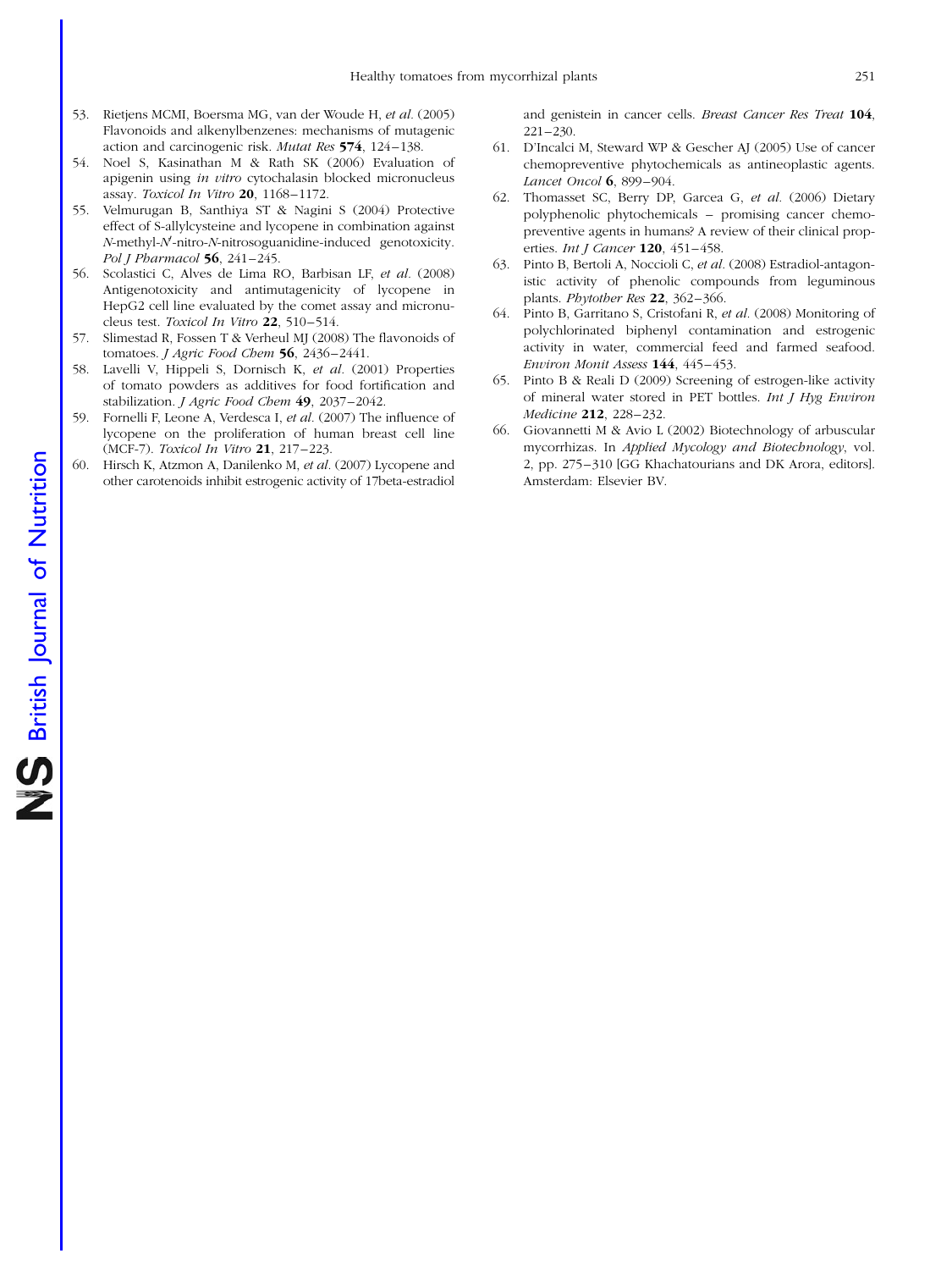53. Rietjens MCMI, Boersma MG, van der Woude H, *et al.* (2005) Flavonoids and alkenylbenzenes: mechanisms of mutagenic action and carcinogenic risk. *Mutat Res* **574**, 124–138.
54. Noel S, Kasinathan M & Rath SK (2006) Evaluation of apigenin using *in vitro* cytochalasin blocked micronucleus assay. *Toxicol In Vitro* **20**, 1168–1172.
55. Velmurugan B, Santhiya ST & Nagini S (2004) Protective effect of S-allylcysteine and lycopene in combination against *N*-methyl-*N*′-nitro-*N*-nitrosoguanidine-induced genotoxicity. *Pol J Pharmacol* **56**, 241–245.
56. Scolastici C, Alves de Lima RO, Barbisan LF, *et al.* (2008) Antigenotoxicity and antimutagenicity of lycopene in HepG2 cell line evaluated by the comet assay and micronucleus test. *Toxicol In Vitro* **22**, 510–514.
57. Slimestad R, Fossen T & Verheul MJ (2008) The flavonoids of tomatoes. *J Agric Food Chem* **56**, 2436–2441.
58. Lavelli V, Hippeli S, Dornisch K, *et al.* (2001) Properties of tomato powders as additives for food fortification and stabilization. *J Agric Food Chem* **49**, 2037–2042.
59. Fornelli F, Leone A, Verdesca I, *et al.* (2007) The influence of lycopene on the proliferation of human breast cell line (MCF-7). *Toxicol In Vitro* **21**, 217–223.
60. Hirsch K, Atzmon A, Danilenko M, *et al.* (2007) Lycopene and other carotenoids inhibit estrogenic activity of 17beta-estradiol and genistein in cancer cells. *Breast Cancer Res Treat* **104**, 221–230.
61. D'Incalci M, Steward WP & Gescher AJ (2005) Use of cancer chemopreventive phytochemicals as antineoplastic agents. *Lancet Oncol* **6**, 899–904.
62. Thomasset SC, Berry DP, Garcea G, *et al.* (2006) Dietary polyphenolic phytochemicals – promising cancer chemopreventive agents in humans? A review of their clinical properties. *Int J Cancer* **120**, 451–458.
63. Pinto B, Bertoli A, Noccioli C, *et al.* (2008) Estradiol-antagonistic activity of phenolic compounds from leguminous plants. *Phytother Res* **22**, 362–366.
64. Pinto B, Garritano S, Cristofani R, *et al.* (2008) Monitoring of polychlorinated biphenyl contamination and estrogenic activity in water, commercial feed and farmed seafood. *Environ Monit Assess* **144**, 445–453.
65. Pinto B & Reali D (2009) Screening of estrogen-like activity of mineral water stored in PET bottles. *Int J Hyg Environ Medicine* **212**, 228–232.
66. Giovannetti M & Avio L (2002) Biotechnology of arbuscular mycorrhizas. In *Applied Mycology and Biotechnology*, vol. 2, pp. 275–310 [GG Khachatourians and DK Arora, editors]. Amsterdam: Elsevier BV.